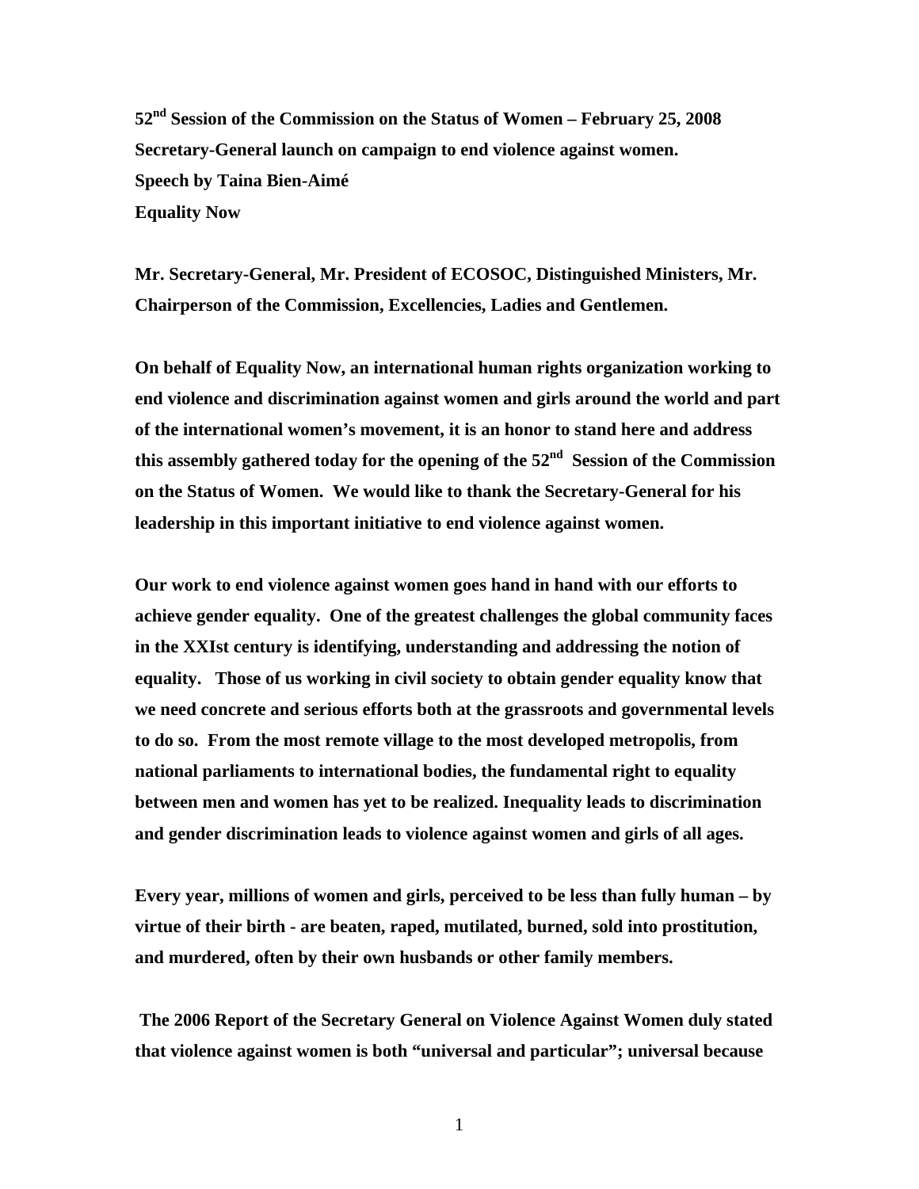**52nd Session of the Commission on the Status of Women – February 25, 2008**
**Secretary-General launch on campaign to end violence against women.**
**Speech by Taina Bien-Aimé**
**Equality Now**

**Mr. Secretary-General, Mr. President of ECOSOC, Distinguished Ministers, Mr. Chairperson of the Commission, Excellencies, Ladies and Gentlemen.**

**On behalf of Equality Now, an international human rights organization working to end violence and discrimination against women and girls around the world and part of the international women's movement, it is an honor to stand here and address this assembly gathered today for the opening of the 52nd Session of the Commission on the Status of Women. We would like to thank the Secretary-General for his leadership in this important initiative to end violence against women.**

**Our work to end violence against women goes hand in hand with our efforts to achieve gender equality. One of the greatest challenges the global community faces in the XXIst century is identifying, understanding and addressing the notion of equality. Those of us working in civil society to obtain gender equality know that we need concrete and serious efforts both at the grassroots and governmental levels to do so. From the most remote village to the most developed metropolis, from national parliaments to international bodies, the fundamental right to equality between men and women has yet to be realized. Inequality leads to discrimination and gender discrimination leads to violence against women and girls of all ages.**

**Every year, millions of women and girls, perceived to be less than fully human – by virtue of their birth - are beaten, raped, mutilated, burned, sold into prostitution, and murdered, often by their own husbands or other family members.**

**The 2006 Report of the Secretary General on Violence Against Women duly stated that violence against women is both "universal and particular"; universal because**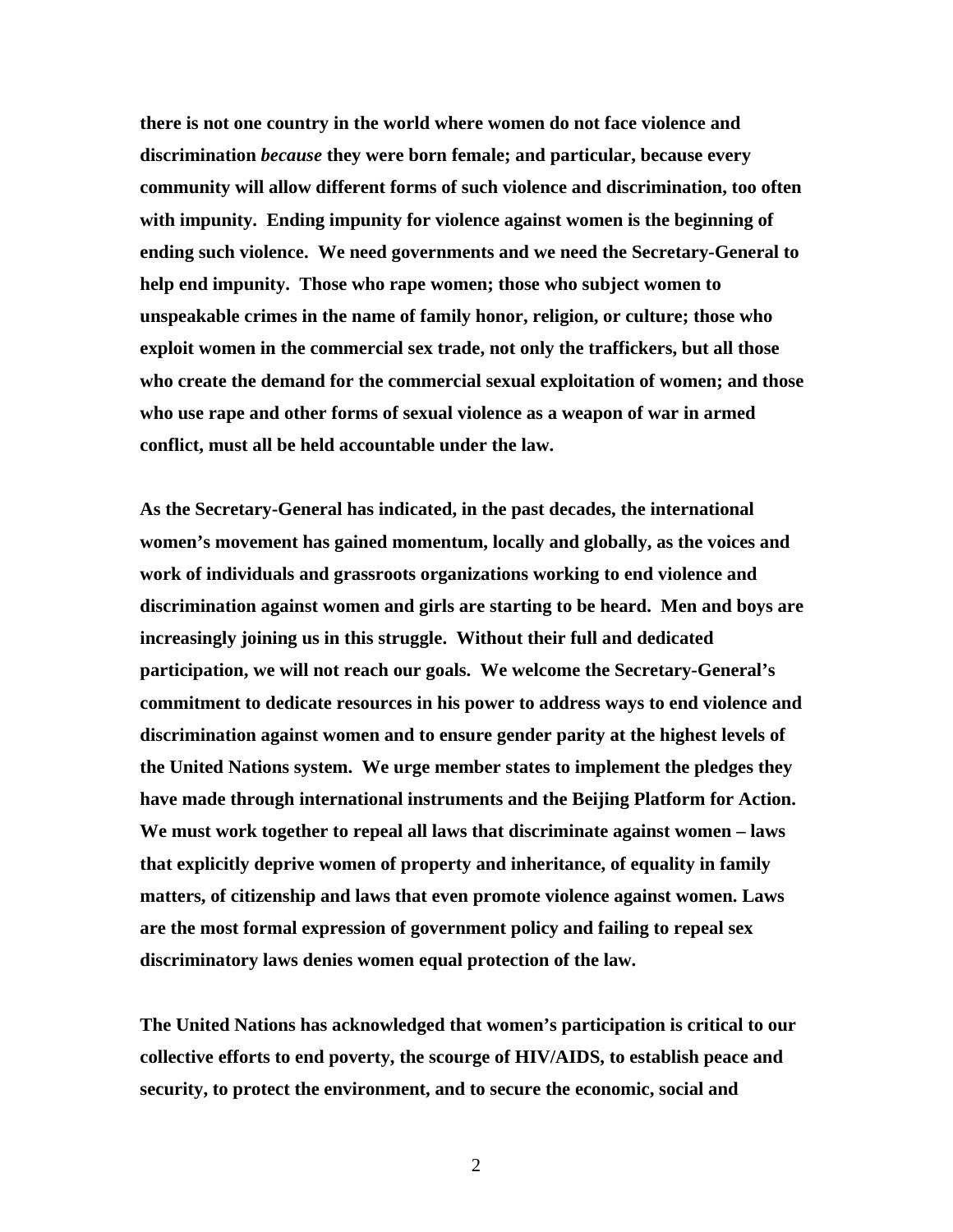**there is not one country in the world where women do not face violence and discrimination *because* they were born female; and particular, because every community will allow different forms of such violence and discrimination, too often with impunity. Ending impunity for violence against women is the beginning of ending such violence. We need governments and we need the Secretary-General to help end impunity. Those who rape women; those who subject women to unspeakable crimes in the name of family honor, religion, or culture; those who exploit women in the commercial sex trade, not only the traffickers, but all those who create the demand for the commercial sexual exploitation of women; and those who use rape and other forms of sexual violence as a weapon of war in armed conflict, must all be held accountable under the law.**

**As the Secretary-General has indicated, in the past decades, the international women's movement has gained momentum, locally and globally, as the voices and work of individuals and grassroots organizations working to end violence and discrimination against women and girls are starting to be heard. Men and boys are increasingly joining us in this struggle. Without their full and dedicated participation, we will not reach our goals. We welcome the Secretary-General's commitment to dedicate resources in his power to address ways to end violence and discrimination against women and to ensure gender parity at the highest levels of the United Nations system. We urge member states to implement the pledges they have made through international instruments and the Beijing Platform for Action. We must work together to repeal all laws that discriminate against women – laws that explicitly deprive women of property and inheritance, of equality in family matters, of citizenship and laws that even promote violence against women. Laws are the most formal expression of government policy and failing to repeal sex discriminatory laws denies women equal protection of the law.**

**The United Nations has acknowledged that women's participation is critical to our collective efforts to end poverty, the scourge of HIV/AIDS, to establish peace and security, to protect the environment, and to secure the economic, social and**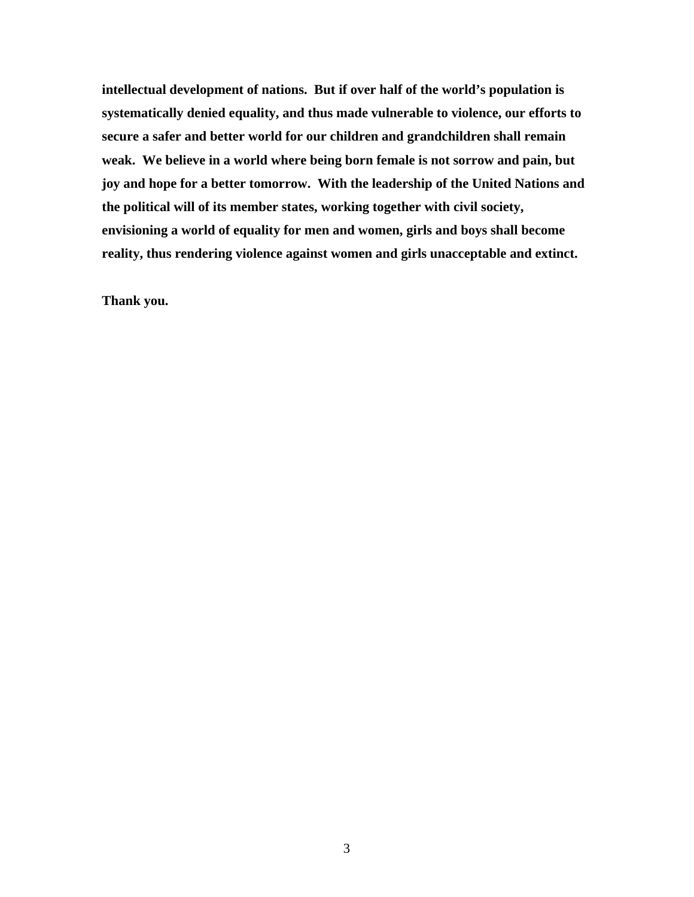**intellectual development of nations. But if over half of the world's population is systematically denied equality, and thus made vulnerable to violence, our efforts to secure a safer and better world for our children and grandchildren shall remain weak. We believe in a world where being born female is not sorrow and pain, but joy and hope for a better tomorrow. With the leadership of the United Nations and the political will of its member states, working together with civil society, envisioning a world of equality for men and women, girls and boys shall become reality, thus rendering violence against women and girls unacceptable and extinct.**

**Thank you.**